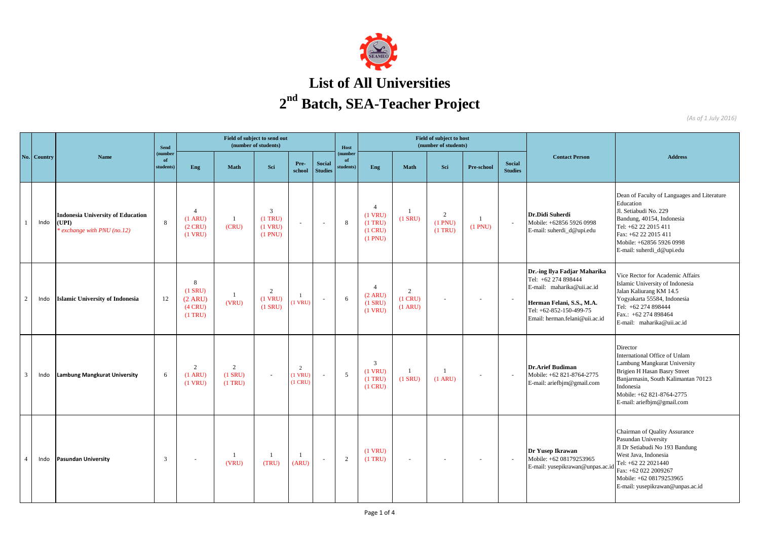# List of All Universities

# 2nd Batch, SEA-Teacher Project

*(As of 1 July 2016)*

| No. | Country | Name | Send (number of students) | Field of subject to send out (number of students) | | | | | Host (number of students) | Field of subject to host (number of students) | | | | | Contact Person | Address |
|---|---|---|---|---|---|---|---|---|---|---|---|---|---|---|---|---|
| | | | | Eng | Math | Sci | Pre-school | Social Studies | | Eng | Math | Sci | Pre-school | Social Studies | | |
| 1 | Indo | **Indonesia University of Education (UPI)** *\* exchange with PNU (no.12)* | 8 | 4 (1 ARU) (2 CRU) (1 VRU) | 1 (CRU) | 3 (1 TRU) (1 VRU) (1 PNU) | - | - | 8 | 4 (1 VRU) (1 TRU) (1 CRU) (1 PNU) | 1 (1 SRU) | 2 (1 PNU) (1 TRU) | 1 (1 PNU) | - | **Dr.Didi Suherdi** Mobile: +62856 5926 0998 E-mail: suherdi_d@upi.edu | Dean of Faculty of Languages and Literature Education Jl. Setiabudi No. 229 Bandung, 40154, Indonesia Tel: +62 22 2015 411 Fax: +62 22 2015 411 Mobile: +62856 5926 0998 E-mail: suherdi_d@upi.edu |
| 2 | Indo | **Islamic University of Indonesia** | 12 | 8 (1 SRU) (2 ARU) (4 CRU) (1 TRU) | 1 (VRU) | 2 (1 VRU) (1 SRU) | 1 (1 VRU) | - | 6 | 4 (2 ARU) (1 SRU) (1 VRU) | 2 (1 CRU) (1 ARU) | - | - | - | **Dr.-ing Ilya Fadjar Maharika** Tel: +62 274 898444 E-mail: maharika@uii.ac.id **Herman Felani, S.S., M.A.** Tel: +62-852-150-499-75 Email: herman.felani@uii.ac.id | Vice Rector for Academic Affairs Islamic University of Indonesia Jalan Kaliurang KM 14.5 Yogyakarta 55584, Indonesia Tel: +62 274 898444 Fax.: +62 274 898464 E-mail: maharika@uii.ac.id |
| 3 | Indo | **Lambung Mangkurat University** | 6 | 2 (1 ARU) (1 VRU) | 2 (1 SRU) (1 TRU) | - | 2 (1 VRU) (1 CRU) | - | 5 | 3 (1 VRU) (1 TRU) (1 CRU) | 1 (1 SRU) | 1 (1 ARU) | - | - | **Dr.Arief Budiman** Mobile: +62 821-8764-2775 E-mail: ariefbjm@gmail.com | Director International Office of Unlam Lambung Mangkurat University Brigien H Hasan Basry Street Banjarmasin, South Kalimantan 70123 Indonesia Mobile: +62 821-8764-2775 E-mail: ariefbjm@gmail.com |
| 4 | Indo | **Pasundan University** | 3 | - | 1 (VRU) | 1 (TRU) | 1 (ARU) | - | 2 | (1 VRU) (1 TRU) | - | - | - | - | **Dr Yusep Ikrawan** Mobile: +62 08179253965 E-mail: yusepikrawan@unpas.ac.id | Chairman of Quality Assurance Pasundan University Jl Dr Setiabudi No 193 Bandung West Java, Indonesia Tel: +62 22 2021440 Fax: +62 022 2009267 Mobile: +62 08179253965 E-mail: yusepikrawan@unpas.ac.id |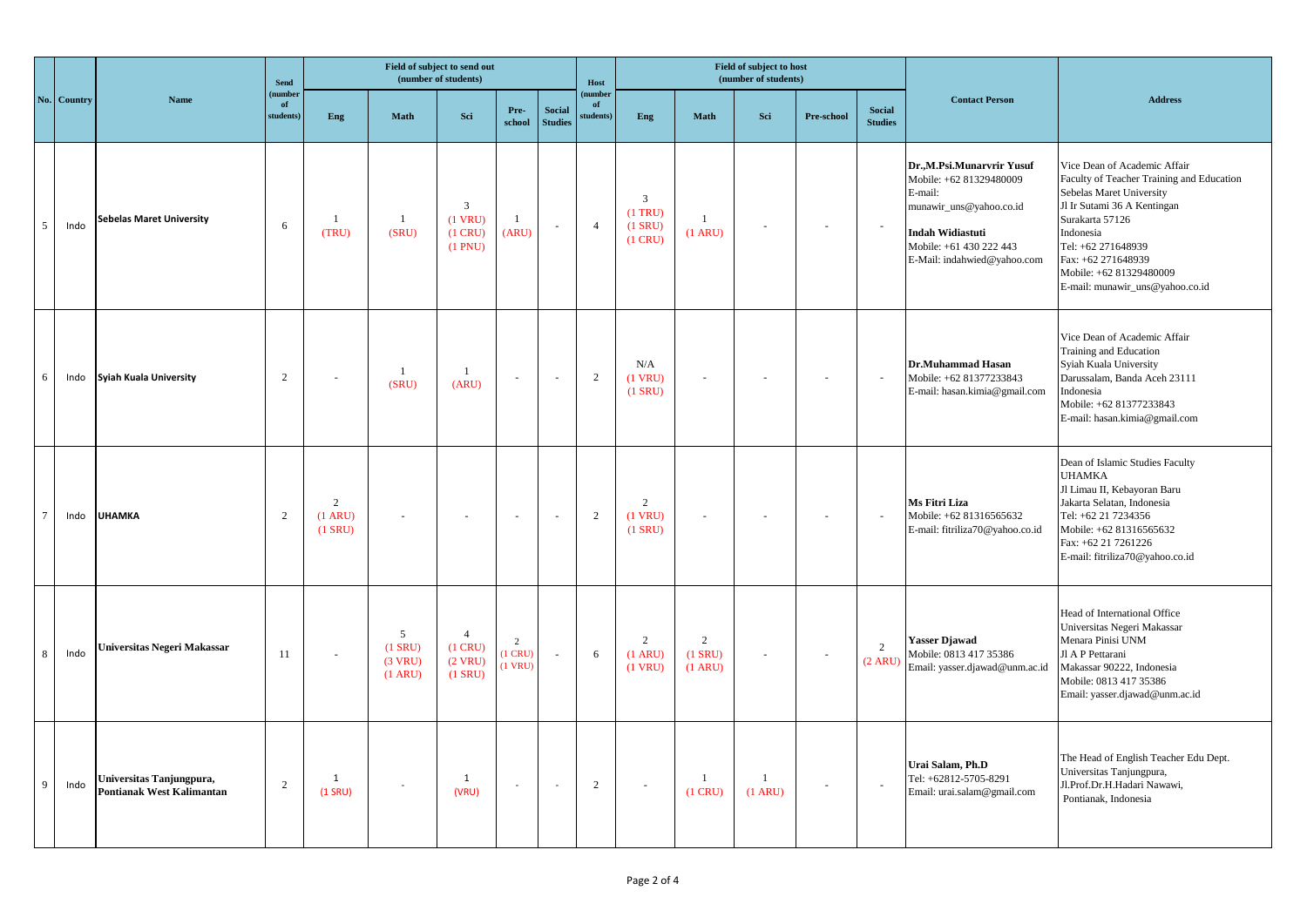| No. | Country | Name | Send (number of students) | Field of subject to send out (number of students) | | | | | Host (number of students) | Field of subject to host (number of students) | | | | | Contact Person | Address |
|---|---|---|---|---|---|---|---|---|---|---|---|---|---|---|---|---|
| | | | | Eng | Math | Sci | Pre-school | Social Studies | | Eng | Math | Sci | Pre-school | Social Studies | | |
| 5 | Indo | **Sebelas Maret University** | 6 | 1 (TRU) | 1 (SRU) | 3 (1 VRU) (1 CRU) (1 PNU) | 1 (ARU) | - | 4 | 3 (1 TRU) (1 SRU) (1 CRU) | 1 (1 ARU) | - | - | - | **Dr.,M.Psi.Munarvrir Yusuf** Mobile: +62 81329480009 E-mail: munawir_uns@yahoo.co.id **Indah Widiastuti** Mobile: +61 430 222 443 E-Mail: indahwied@yahoo.com | Vice Dean of Academic Affair Faculty of Teacher Training and Education Sebelas Maret University Jl Ir Sutami 36 A Kentingan Surakarta 57126 Indonesia Tel: +62 271648939 Fax: +62 271648939 Mobile: +62 81329480009 E-mail: munawir_uns@yahoo.co.id |
| 6 | Indo | **Syiah Kuala University** | 2 | - | 1 (SRU) | 1 (ARU) | - | - | 2 | N/A (1 VRU) (1 SRU) | - | - | - | - | **Dr.Muhammad Hasan** Mobile: +62 81377233843 E-mail: hasan.kimia@gmail.com | Vice Dean of Academic Affair Training and Education Syiah Kuala University Darussalam, Banda Aceh 23111 Indonesia Mobile: +62 81377233843 E-mail: hasan.kimia@gmail.com |
| 7 | Indo | **UHAMKA** | 2 | 2 (1 ARU) (1 SRU) | - | - | - | - | 2 | 2 (1 VRU) (1 SRU) | - | - | - | - | **Ms Fitri Liza** Mobile: +62 81316565632 E-mail: fitriliza70@yahoo.co.id | Dean of Islamic Studies Faculty UHAMKA Jl Limau II, Kebayoran Baru Jakarta Selatan, Indonesia Tel: +62 21 7234356 Mobile: +62 81316565632 Fax: +62 21 7261226 E-mail: fitriliza70@yahoo.co.id |
| 8 | Indo | **Universitas Negeri Makassar** | 11 | - | 5 (1 SRU) (3 VRU) (1 ARU) | 4 (1 CRU) (2 VRU) (1 SRU) | 2 (1 CRU) (1 VRU) | - | 6 | 2 (1 ARU) (1 VRU) | 2 (1 SRU) (1 ARU) | - | - | 2 (2 ARU) | **Yasser Djawad** Mobile: 0813 417 35386 Email: yasser.djawad@unm.ac.id | Head of International Office Universitas Negeri Makassar Menara Pinisi UNM Jl A P Pettarani Makassar 90222, Indonesia Mobile: 0813 417 35386 Email: yasser.djawad@unm.ac.id |
| 9 | Indo | **Universitas Tanjungpura, Pontianak West Kalimantan** | 2 | 1 (1 SRU) | - | 1 (VRU) | - | - | 2 | - | 1 (1 CRU) | 1 (1 ARU) | - | - | **Urai Salam, Ph.D** Tel: +62812-5705-8291 Email: urai.salam@gmail.com | The Head of English Teacher Edu Dept. Universitas Tanjungpura, Jl.Prof.Dr.H.Hadari Nawawi, Pontianak, Indonesia |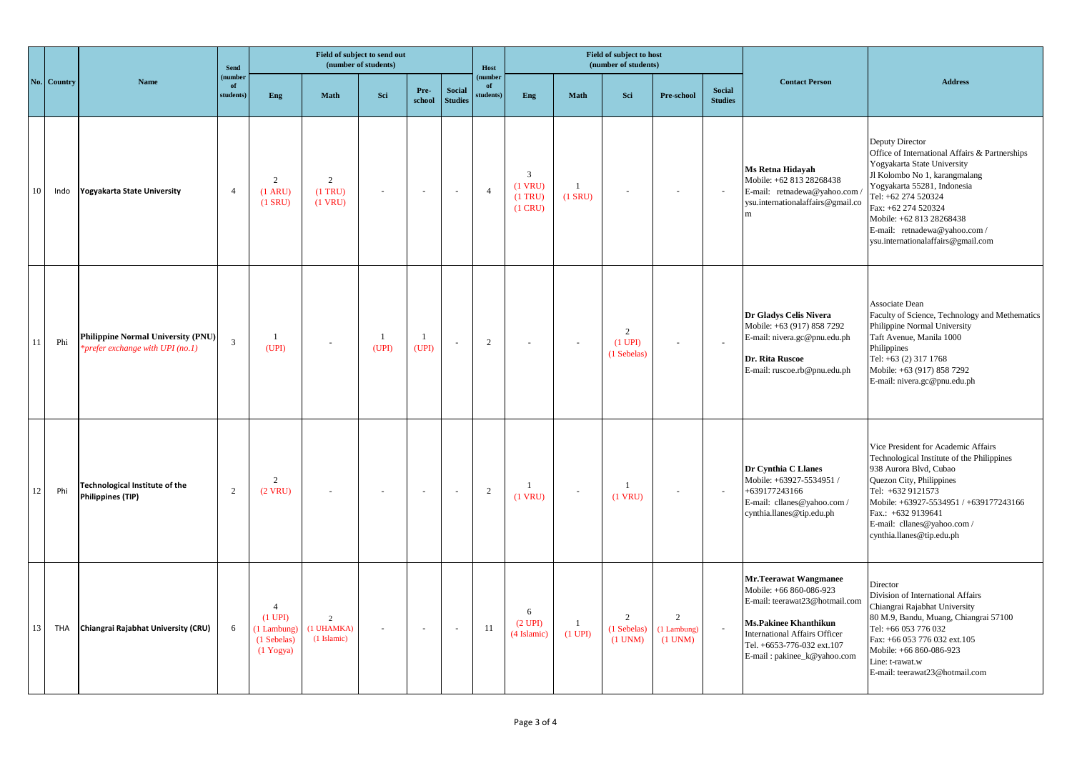| No. | Country | Name | Send (number of students) | Field of subject to send out (number of students) | | | | | Host (number of students) | Field of subject to host (number of students) | | | | | Contact Person | Address |
|---|---|---|---|---|---|---|---|---|---|---|---|---|---|---|---|---|
| | | | | Eng | Math | Sci | Pre-school | Social Studies | | Eng | Math | Sci | Pre-school | Social Studies | | |
| 10 | Indo | **Yogyakarta State University** | 4 | 2 (1 ARU) (1 SRU) | 2 (1 TRU) (1 VRU) | - | - | - | 4 | 3 (1 VRU) (1 TRU) (1 CRU) | 1 (1 SRU) | - | - | - | **Ms Retna Hidayah** Mobile: +62 813 28268438 E-mail: retnadewa@yahoo.com / ysu.internationalaffairs@gmail.com | Deputy Director Office of International Affairs & Partnerships Yogyakarta State University Jl Kolombo No 1, karangmalang Yogyakarta 55281, Indonesia Tel: +62 274 520324 Fax: +62 274 520324 Mobile: +62 813 28268438 E-mail: retnadewa@yahoo.com / ysu.internationalaffairs@gmail.com |
| 11 | Phi | **Philippine Normal University (PNU)** *\*prefer exchange with UPI (no.1)* | 3 | 1 (UPI) | - | 1 (UPI) | 1 (UPI) | - | 2 | - | - | 2 (1 UPI) (1 Sebelas) | - | - | **Dr Gladys Celis Nivera** Mobile: +63 (917) 858 7292 E-mail: nivera.gc@pnu.edu.ph **Dr. Rita Ruscoe** E-mail: ruscoe.rb@pnu.edu.ph | Associate Dean Faculty of Science, Technology and Methematics Philippine Normal University Taft Avenue, Manila 1000 Philippines Tel: +63 (2) 317 1768 Mobile: +63 (917) 858 7292 E-mail: nivera.gc@pnu.edu.ph |
| 12 | Phi | **Technological Institute of the Philippines (TIP)** | 2 | 2 (2 VRU) | - | - | - | - | 2 | 1 (1 VRU) | - | 1 (1 VRU) | - | - | **Dr Cynthia C Llanes** Mobile: +63927-5534951 / +639177243166 E-mail: cllanes@yahoo.com / cynthia.llanes@tip.edu.ph | Vice President for Academic Affairs Technological Institute of the Philippines 938 Aurora Blvd, Cubao Quezon City, Philippines Tel: +632 9121573 Mobile: +63927-5534951 / +639177243166 Fax.: +632 9139641 E-mail: cllanes@yahoo.com / cynthia.llanes@tip.edu.ph |
| 13 | THA | **Chiangrai Rajabhat University (CRU)** | 6 | 4 (1 UPI) (1 Lambung) (1 Sebelas) (1 Yogya) | 2 (1 UHAMKA) (1 Islamic) | - | - | - | 11 | 6 (2 UPI) (4 Islamic) | 1 (1 UPI) | 2 (1 Sebelas) (1 UNM) | 2 (1 Lambung) (1 UNM) | - | **Mr.Teerawat Wangmanee** Mobile: +66 860-086-923 E-mail: teerawat23@hotmail.com **Ms.Pakinee Khanthikun** International Affairs Officer Tel. +6653-776-032 ext.107 E-mail : pakinee_k@yahoo.com | Director Division of International Affairs Chiangrai Rajabhat University 80 M.9, Bandu, Muang, Chiangrai 57100 Tel: +66 053 776 032 Fax: +66 053 776 032 ext.105 Mobile: +66 860-086-923 Line: t-rawat.w E-mail: teerawat23@hotmail.com |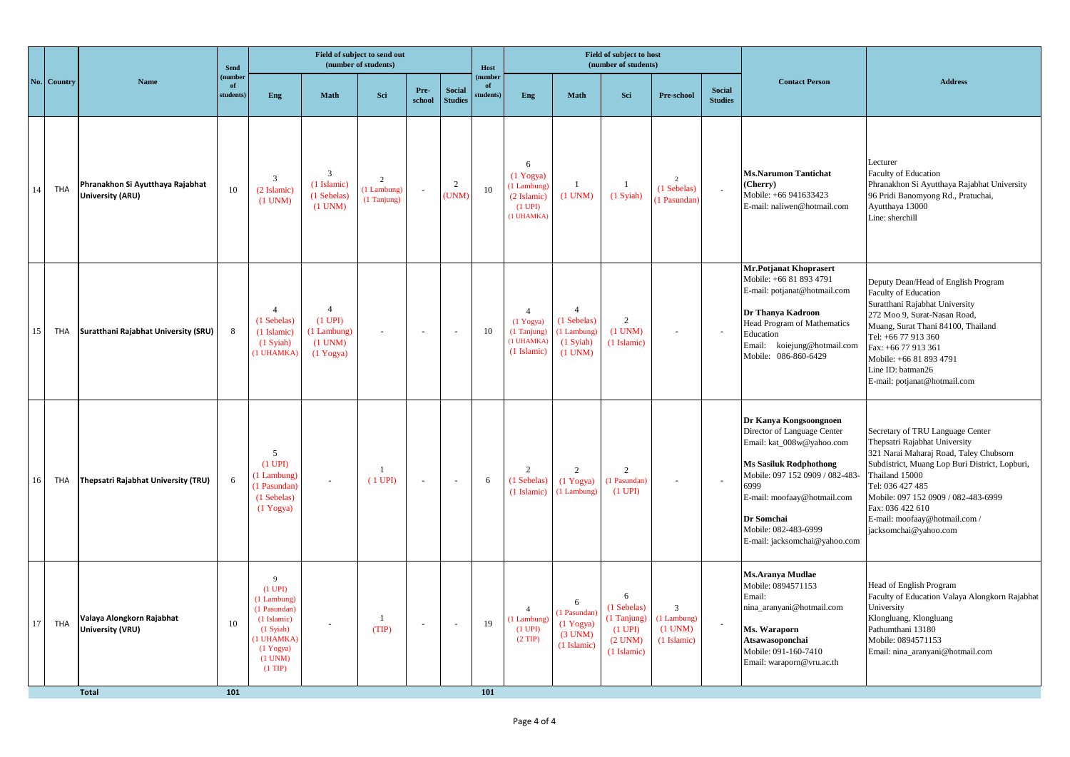| No. | Country | Name | Send (number of students) | Field of subject to send out (number of students) | | | | | Host (number of students) | Field of subject to host (number of students) | | | | | Contact Person | Address |
|---|---|---|---|---|---|---|---|---|---|---|---|---|---|---|---|---|
| | | | | Eng | Math | Sci | Pre-school | Social Studies | | Eng | Math | Sci | Pre-school | Social Studies | | |
| 14 | THA | Phranakhon Si Ayutthaya Rajabhat University (ARU) | 10 | 3 (2 Islamic) (1 UNM) | 3 (1 Islamic) (1 Sebelas) (1 UNM) | 2 (1 Lambung) (1 Tanjung) | - | 2 (UNM) | 10 | 6 (1 Yogya) (1 Lambung) (2 Islamic) (1 UPI) (1 UHAMKA) | 1 (1 UNM) | 1 (1 Syiah) | 2 (1 Sebelas) (1 Pasundan) | - | **Ms.Narumon Tantichat (Cherry)** Mobile: +66 941633423 E-mail: naliwen@hotmail.com | Lecturer Faculty of Education Phranakhon Si Ayutthaya Rajabhat University 96 Pridi Banomyong Rd., Pratuchai, Ayutthaya 13000 Line: sherchill |
| 15 | THA | Suratthani Rajabhat University (SRU) | 8 | 4 (1 Sebelas) (1 Islamic) (1 Syiah) (1 UHAMKA) | 4 (1 UPI) (1 Lambung) (1 UNM) (1 Yogya) | - | - | - | 10 | 4 (1 Yogya) (1 Tanjung) (1 UHAMKA) (1 Islamic) | 4 (1 Sebelas) (1 Lambung) (1 Syiah) (1 UNM) | 2 (1 UNM) (1 Islamic) | - | - | **Mr.Potjanat Khoprasert** Mobile: +66 81 893 4791 E-mail: potjanat@hotmail.com **Dr Thanya Kadroon** Head Program of Mathematics Education Email: koiejung@hotmail.com Mobile: 086-860-6429 | Deputy Dean/Head of English Program Faculty of Education Suratthani Rajabhat University 272 Moo 9, Surat-Nasan Road, Muang, Surat Thani 84100, Thailand Tel: +66 77 913 360 Fax: +66 77 913 361 Mobile: +66 81 893 4791 Line ID: batman26 E-mail: potjanat@hotmail.com |
| 16 | THA | Thepsatri Rajabhat University (TRU) | 6 | 5 (1 UPI) (1 Lambung) (1 Pasundan) (1 Sebelas) (1 Yogya) | - | 1 (1 UPI) | - | - | 6 | 2 (1 Sebelas) (1 Islamic) | 2 (1 Yogya) (1 Lambung) | 2 (1 Pasundan) (1 UPI) | - | - | **Dr Kanya Kongsoongnoen** Director of Language Center Email: kat_008w@yahoo.com **Ms Sasiluk Rodphothong** Mobile: 097 152 0909 / 082-483-6999 E-mail: moofaay@hotmail.com **Dr Somchai** Mobile: 082-483-6999 E-mail: jacksomchai@yahoo.com | Secretary of TRU Language Center Thepsatri Rajabhat University 321 Narai Maharaj Road, Taley Chubsorn Subdistrict, Muang Lop Buri District, Lopburi, Thailand 15000 Tel: 036 427 485 Mobile: 097 152 0909 / 082-483-6999 Fax: 036 422 610 E-mail: moofaay@hotmail.com / jacksomchai@yahoo.com |
| 17 | THA | Valaya Alongkorn Rajabhat University (VRU) | 10 | 9 (1 UPI) (1 Lambung) (1 Pasundan) (1 Islamic) (1 Syiah) (1 UHAMKA) (1 Yogya) (1 UNM) (1 TIP) | - | 1 (TIP) | - | - | 19 | 4 (1 Lambung) (1 UPI) (2 TIP) | 6 (1 Pasundan) (1 Yogya) (3 UNM) (1 Islamic) | 6 (1 Sebelas) (1 Tanjung) (1 UPI) (2 UNM) (1 Islamic) | 3 (1 Lambung) (1 UNM) (1 Islamic) | - | **Ms.Aranya Mudlae** Mobile: 0894571153 Email: nina_aranyani@hotmail.com **Ms. Waraporn Atsawasoponchai** Mobile: 091-160-7410 Email: waraporn@vru.ac.th | Head of English Program Faculty of Education Valaya Alongkorn Rajabhat University Klongluang, Klongluang Pathumthani 13180 Mobile: 0894571153 Email: nina_aranyani@hotmail.com |
| | | **Total** | **101** | | | | | | **101** | | | | | | | |